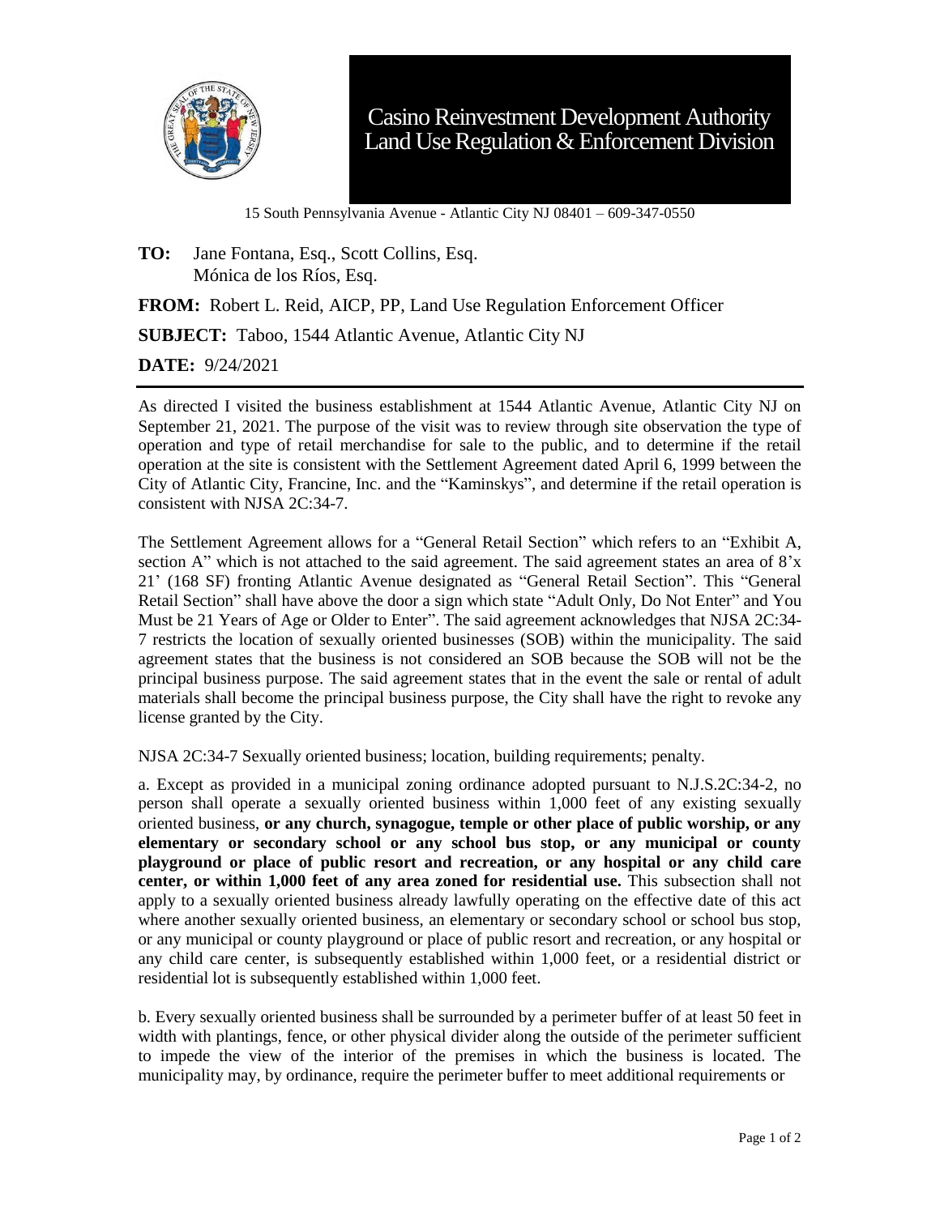# Casino Reinvestment Development Authority
# Land Use Regulation & Enforcement Division

15 South Pennsylvania Avenue - Atlantic City NJ 08401 – 609-347-0550

**TO:** Jane Fontana, Esq., Scott Collins, Esq.
Mónica de los Ríos, Esq.

**FROM:** Robert L. Reid, AICP, PP, Land Use Regulation Enforcement Officer

**SUBJECT:** Taboo, 1544 Atlantic Avenue, Atlantic City NJ

**DATE:** 9/24/2021

---

As directed I visited the business establishment at 1544 Atlantic Avenue, Atlantic City NJ on September 21, 2021. The purpose of the visit was to review through site observation the type of operation and type of retail merchandise for sale to the public, and to determine if the retail operation at the site is consistent with the Settlement Agreement dated April 6, 1999 between the City of Atlantic City, Francine, Inc. and the "Kaminskys", and determine if the retail operation is consistent with NJSA 2C:34-7.

The Settlement Agreement allows for a "General Retail Section" which refers to an "Exhibit A, section A" which is not attached to the said agreement. The said agreement states an area of 8'x 21' (168 SF) fronting Atlantic Avenue designated as "General Retail Section". This "General Retail Section" shall have above the door a sign which state "Adult Only, Do Not Enter" and You Must be 21 Years of Age or Older to Enter". The said agreement acknowledges that NJSA 2C:34-7 restricts the location of sexually oriented businesses (SOB) within the municipality. The said agreement states that the business is not considered an SOB because the SOB will not be the principal business purpose. The said agreement states that in the event the sale or rental of adult materials shall become the principal business purpose, the City shall have the right to revoke any license granted by the City.

NJSA 2C:34-7 Sexually oriented business; location, building requirements; penalty.

a. Except as provided in a municipal zoning ordinance adopted pursuant to N.J.S.2C:34-2, no person shall operate a sexually oriented business within 1,000 feet of any existing sexually oriented business, **or any church, synagogue, temple or other place of public worship, or any elementary or secondary school or any school bus stop, or any municipal or county playground or place of public resort and recreation, or any hospital or any child care center, or within 1,000 feet of any area zoned for residential use.** This subsection shall not apply to a sexually oriented business already lawfully operating on the effective date of this act where another sexually oriented business, an elementary or secondary school or school bus stop, or any municipal or county playground or place of public resort and recreation, or any hospital or any child care center, is subsequently established within 1,000 feet, or a residential district or residential lot is subsequently established within 1,000 feet.

b. Every sexually oriented business shall be surrounded by a perimeter buffer of at least 50 feet in width with plantings, fence, or other physical divider along the outside of the perimeter sufficient to impede the view of the interior of the premises in which the business is located. The municipality may, by ordinance, require the perimeter buffer to meet additional requirements or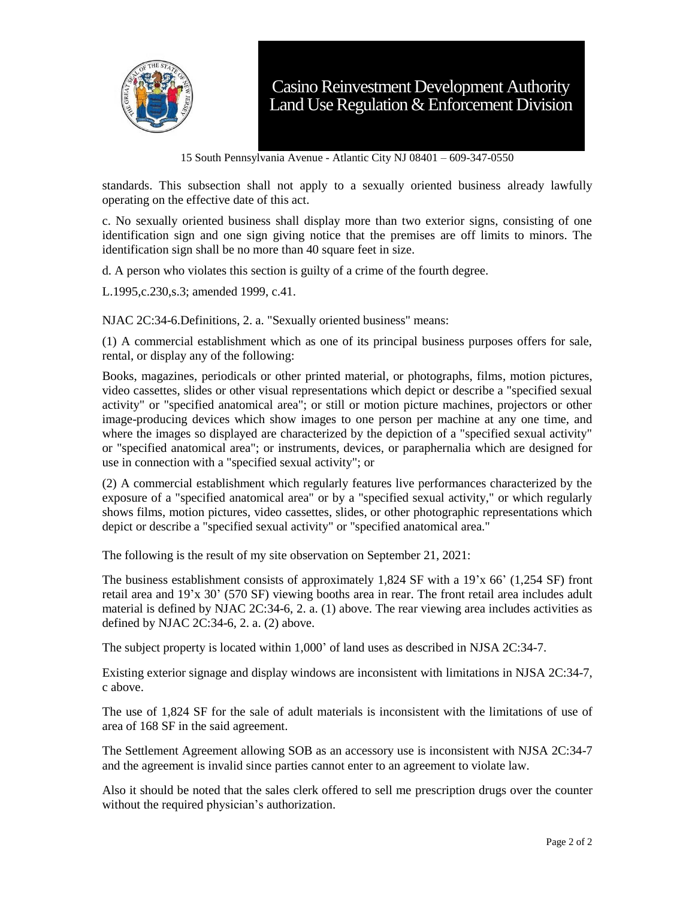Casino Reinvestment Development Authority
Land Use Regulation & Enforcement Division

15 South Pennsylvania Avenue - Atlantic City NJ 08401 – 609-347-0550

standards. This subsection shall not apply to a sexually oriented business already lawfully operating on the effective date of this act.

c. No sexually oriented business shall display more than two exterior signs, consisting of one identification sign and one sign giving notice that the premises are off limits to minors. The identification sign shall be no more than 40 square feet in size.

d. A person who violates this section is guilty of a crime of the fourth degree.

L.1995,c.230,s.3; amended 1999, c.41.

NJAC 2C:34-6.Definitions, 2. a. "Sexually oriented business" means:

(1) A commercial establishment which as one of its principal business purposes offers for sale, rental, or display any of the following:

Books, magazines, periodicals or other printed material, or photographs, films, motion pictures, video cassettes, slides or other visual representations which depict or describe a "specified sexual activity" or "specified anatomical area"; or still or motion picture machines, projectors or other image-producing devices which show images to one person per machine at any one time, and where the images so displayed are characterized by the depiction of a "specified sexual activity" or "specified anatomical area"; or instruments, devices, or paraphernalia which are designed for use in connection with a "specified sexual activity"; or

(2) A commercial establishment which regularly features live performances characterized by the exposure of a "specified anatomical area" or by a "specified sexual activity," or which regularly shows films, motion pictures, video cassettes, slides, or other photographic representations which depict or describe a "specified sexual activity" or "specified anatomical area."

The following is the result of my site observation on September 21, 2021:

The business establishment consists of approximately 1,824 SF with a 19'x 66' (1,254 SF) front retail area and 19'x 30' (570 SF) viewing booths area in rear. The front retail area includes adult material is defined by NJAC 2C:34-6, 2. a. (1) above. The rear viewing area includes activities as defined by NJAC 2C:34-6, 2. a. (2) above.

The subject property is located within 1,000' of land uses as described in NJSA 2C:34-7.

Existing exterior signage and display windows are inconsistent with limitations in NJSA 2C:34-7, c above.

The use of 1,824 SF for the sale of adult materials is inconsistent with the limitations of use of area of 168 SF in the said agreement.

The Settlement Agreement allowing SOB as an accessory use is inconsistent with NJSA 2C:34-7 and the agreement is invalid since parties cannot enter to an agreement to violate law.

Also it should be noted that the sales clerk offered to sell me prescription drugs over the counter without the required physician's authorization.